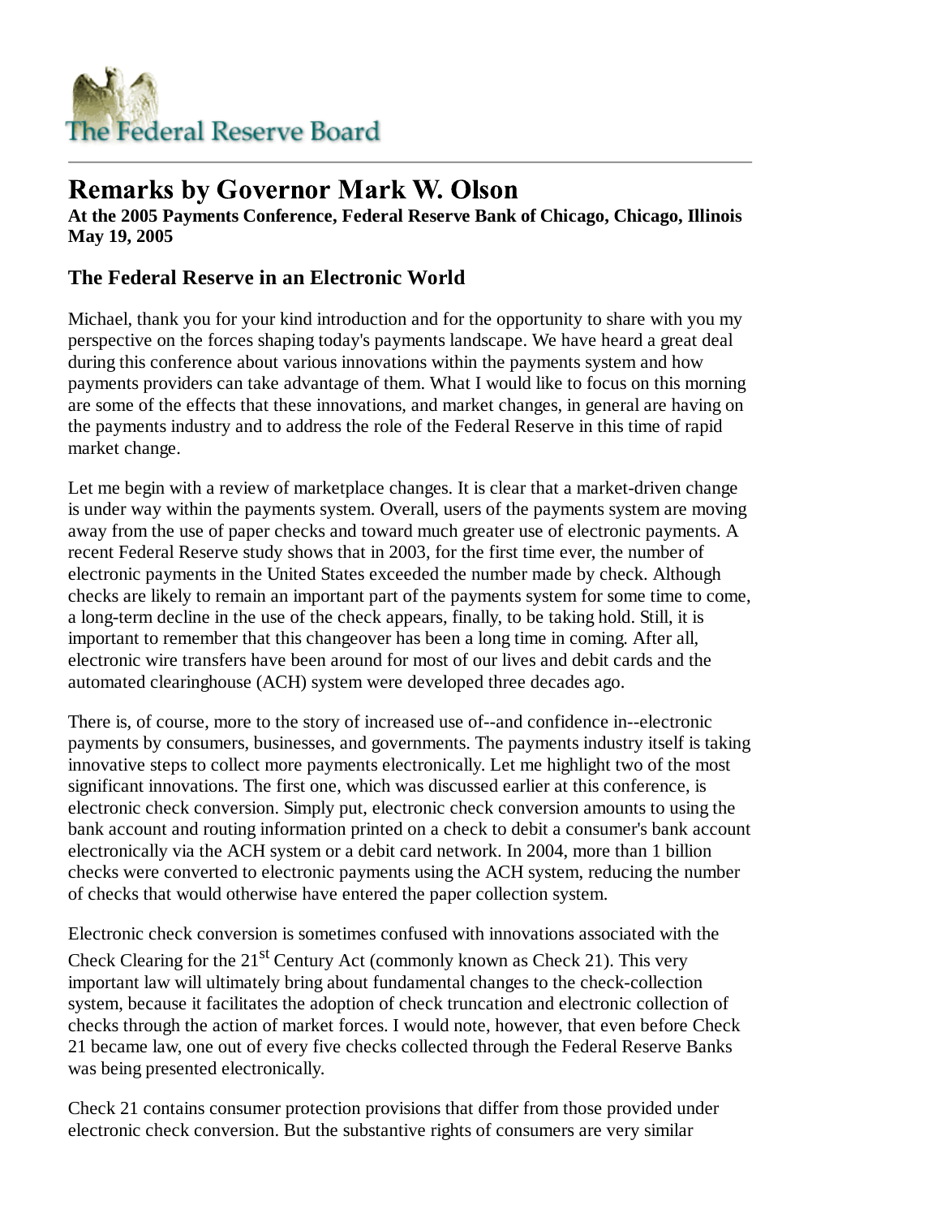The Federal Reserve Board

# Remarks by Governor Mark W. Olson

**At the 2005 Payments Conference, Federal Reserve Bank of Chicago, Chicago, Illinois**
**May 19, 2005**

## The Federal Reserve in an Electronic World

Michael, thank you for your kind introduction and for the opportunity to share with you my perspective on the forces shaping today's payments landscape. We have heard a great deal during this conference about various innovations within the payments system and how payments providers can take advantage of them. What I would like to focus on this morning are some of the effects that these innovations, and market changes, in general are having on the payments industry and to address the role of the Federal Reserve in this time of rapid market change.

Let me begin with a review of marketplace changes. It is clear that a market-driven change is under way within the payments system. Overall, users of the payments system are moving away from the use of paper checks and toward much greater use of electronic payments. A recent Federal Reserve study shows that in 2003, for the first time ever, the number of electronic payments in the United States exceeded the number made by check. Although checks are likely to remain an important part of the payments system for some time to come, a long-term decline in the use of the check appears, finally, to be taking hold. Still, it is important to remember that this changeover has been a long time in coming. After all, electronic wire transfers have been around for most of our lives and debit cards and the automated clearinghouse (ACH) system were developed three decades ago.

There is, of course, more to the story of increased use of--and confidence in--electronic payments by consumers, businesses, and governments. The payments industry itself is taking innovative steps to collect more payments electronically. Let me highlight two of the most significant innovations. The first one, which was discussed earlier at this conference, is electronic check conversion. Simply put, electronic check conversion amounts to using the bank account and routing information printed on a check to debit a consumer's bank account electronically via the ACH system or a debit card network. In 2004, more than 1 billion checks were converted to electronic payments using the ACH system, reducing the number of checks that would otherwise have entered the paper collection system.

Electronic check conversion is sometimes confused with innovations associated with the Check Clearing for the 21st Century Act (commonly known as Check 21). This very important law will ultimately bring about fundamental changes to the check-collection system, because it facilitates the adoption of check truncation and electronic collection of checks through the action of market forces. I would note, however, that even before Check 21 became law, one out of every five checks collected through the Federal Reserve Banks was being presented electronically.

Check 21 contains consumer protection provisions that differ from those provided under electronic check conversion. But the substantive rights of consumers are very similar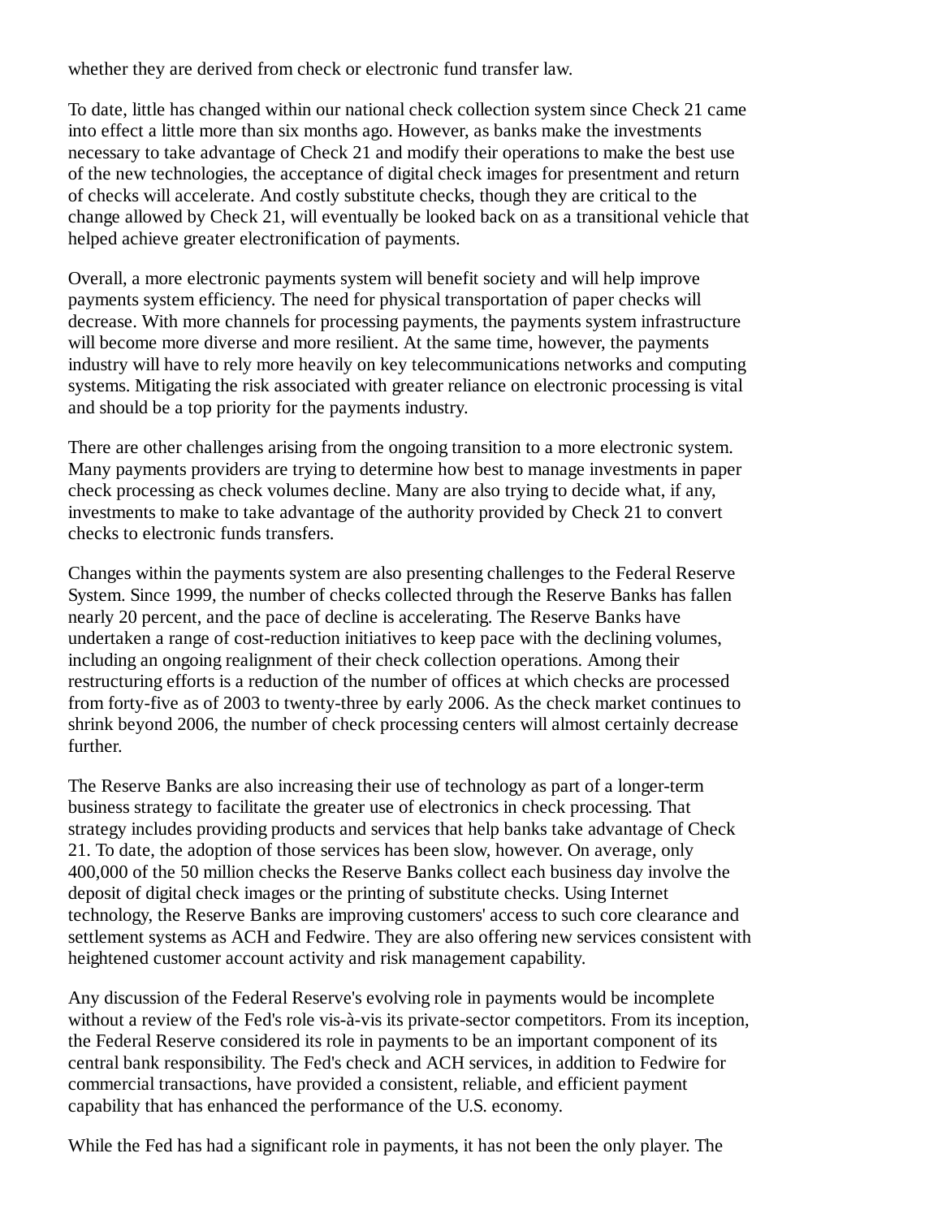whether they are derived from check or electronic fund transfer law.

To date, little has changed within our national check collection system since Check 21 came into effect a little more than six months ago. However, as banks make the investments necessary to take advantage of Check 21 and modify their operations to make the best use of the new technologies, the acceptance of digital check images for presentment and return of checks will accelerate. And costly substitute checks, though they are critical to the change allowed by Check 21, will eventually be looked back on as a transitional vehicle that helped achieve greater electronification of payments.

Overall, a more electronic payments system will benefit society and will help improve payments system efficiency. The need for physical transportation of paper checks will decrease. With more channels for processing payments, the payments system infrastructure will become more diverse and more resilient. At the same time, however, the payments industry will have to rely more heavily on key telecommunications networks and computing systems. Mitigating the risk associated with greater reliance on electronic processing is vital and should be a top priority for the payments industry.

There are other challenges arising from the ongoing transition to a more electronic system. Many payments providers are trying to determine how best to manage investments in paper check processing as check volumes decline. Many are also trying to decide what, if any, investments to make to take advantage of the authority provided by Check 21 to convert checks to electronic funds transfers.

Changes within the payments system are also presenting challenges to the Federal Reserve System. Since 1999, the number of checks collected through the Reserve Banks has fallen nearly 20 percent, and the pace of decline is accelerating. The Reserve Banks have undertaken a range of cost-reduction initiatives to keep pace with the declining volumes, including an ongoing realignment of their check collection operations. Among their restructuring efforts is a reduction of the number of offices at which checks are processed from forty-five as of 2003 to twenty-three by early 2006. As the check market continues to shrink beyond 2006, the number of check processing centers will almost certainly decrease further.

The Reserve Banks are also increasing their use of technology as part of a longer-term business strategy to facilitate the greater use of electronics in check processing. That strategy includes providing products and services that help banks take advantage of Check 21. To date, the adoption of those services has been slow, however. On average, only 400,000 of the 50 million checks the Reserve Banks collect each business day involve the deposit of digital check images or the printing of substitute checks. Using Internet technology, the Reserve Banks are improving customers' access to such core clearance and settlement systems as ACH and Fedwire. They are also offering new services consistent with heightened customer account activity and risk management capability.

Any discussion of the Federal Reserve's evolving role in payments would be incomplete without a review of the Fed's role vis-à-vis its private-sector competitors. From its inception, the Federal Reserve considered its role in payments to be an important component of its central bank responsibility. The Fed's check and ACH services, in addition to Fedwire for commercial transactions, have provided a consistent, reliable, and efficient payment capability that has enhanced the performance of the U.S. economy.

While the Fed has had a significant role in payments, it has not been the only player. The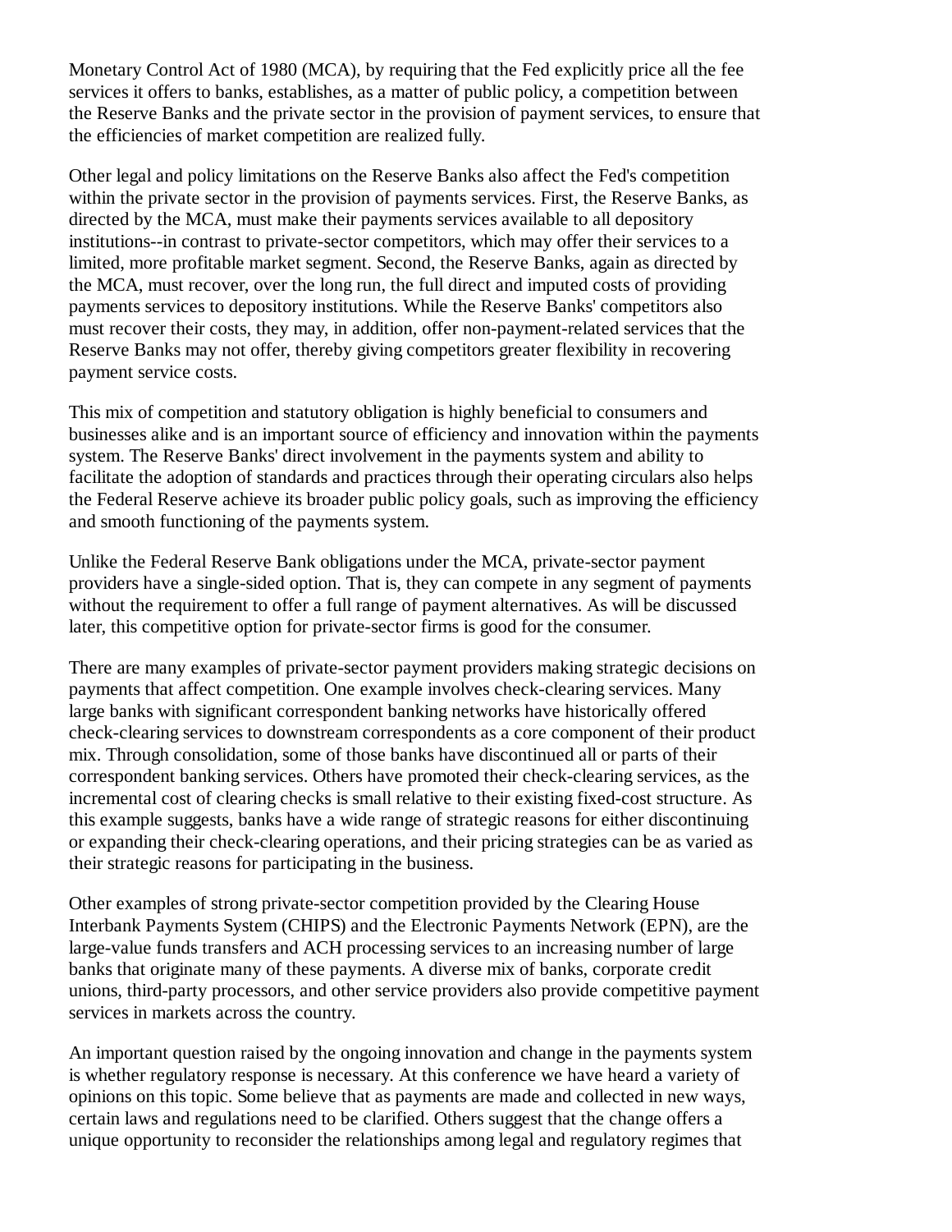Monetary Control Act of 1980 (MCA), by requiring that the Fed explicitly price all the fee services it offers to banks, establishes, as a matter of public policy, a competition between the Reserve Banks and the private sector in the provision of payment services, to ensure that the efficiencies of market competition are realized fully.

Other legal and policy limitations on the Reserve Banks also affect the Fed's competition within the private sector in the provision of payments services. First, the Reserve Banks, as directed by the MCA, must make their payments services available to all depository institutions--in contrast to private-sector competitors, which may offer their services to a limited, more profitable market segment. Second, the Reserve Banks, again as directed by the MCA, must recover, over the long run, the full direct and imputed costs of providing payments services to depository institutions. While the Reserve Banks' competitors also must recover their costs, they may, in addition, offer non-payment-related services that the Reserve Banks may not offer, thereby giving competitors greater flexibility in recovering payment service costs.

This mix of competition and statutory obligation is highly beneficial to consumers and businesses alike and is an important source of efficiency and innovation within the payments system. The Reserve Banks' direct involvement in the payments system and ability to facilitate the adoption of standards and practices through their operating circulars also helps the Federal Reserve achieve its broader public policy goals, such as improving the efficiency and smooth functioning of the payments system.

Unlike the Federal Reserve Bank obligations under the MCA, private-sector payment providers have a single-sided option. That is, they can compete in any segment of payments without the requirement to offer a full range of payment alternatives. As will be discussed later, this competitive option for private-sector firms is good for the consumer.

There are many examples of private-sector payment providers making strategic decisions on payments that affect competition. One example involves check-clearing services. Many large banks with significant correspondent banking networks have historically offered check-clearing services to downstream correspondents as a core component of their product mix. Through consolidation, some of those banks have discontinued all or parts of their correspondent banking services. Others have promoted their check-clearing services, as the incremental cost of clearing checks is small relative to their existing fixed-cost structure. As this example suggests, banks have a wide range of strategic reasons for either discontinuing or expanding their check-clearing operations, and their pricing strategies can be as varied as their strategic reasons for participating in the business.

Other examples of strong private-sector competition provided by the Clearing House Interbank Payments System (CHIPS) and the Electronic Payments Network (EPN), are the large-value funds transfers and ACH processing services to an increasing number of large banks that originate many of these payments. A diverse mix of banks, corporate credit unions, third-party processors, and other service providers also provide competitive payment services in markets across the country.

An important question raised by the ongoing innovation and change in the payments system is whether regulatory response is necessary. At this conference we have heard a variety of opinions on this topic. Some believe that as payments are made and collected in new ways, certain laws and regulations need to be clarified. Others suggest that the change offers a unique opportunity to reconsider the relationships among legal and regulatory regimes that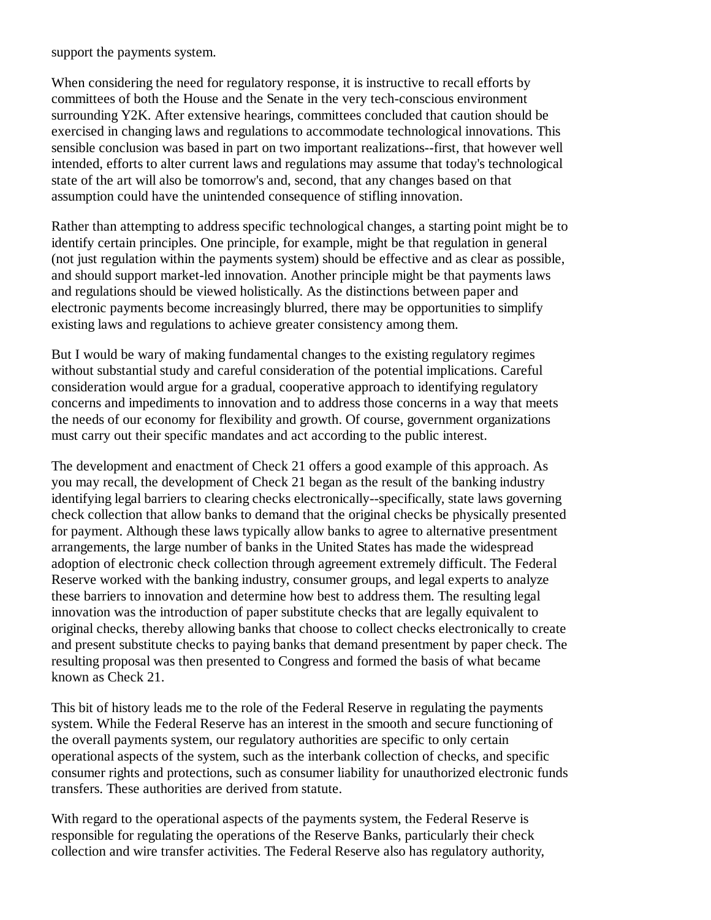support the payments system.

When considering the need for regulatory response, it is instructive to recall efforts by committees of both the House and the Senate in the very tech-conscious environment surrounding Y2K. After extensive hearings, committees concluded that caution should be exercised in changing laws and regulations to accommodate technological innovations. This sensible conclusion was based in part on two important realizations--first, that however well intended, efforts to alter current laws and regulations may assume that today's technological state of the art will also be tomorrow's and, second, that any changes based on that assumption could have the unintended consequence of stifling innovation.

Rather than attempting to address specific technological changes, a starting point might be to identify certain principles. One principle, for example, might be that regulation in general (not just regulation within the payments system) should be effective and as clear as possible, and should support market-led innovation. Another principle might be that payments laws and regulations should be viewed holistically. As the distinctions between paper and electronic payments become increasingly blurred, there may be opportunities to simplify existing laws and regulations to achieve greater consistency among them.

But I would be wary of making fundamental changes to the existing regulatory regimes without substantial study and careful consideration of the potential implications. Careful consideration would argue for a gradual, cooperative approach to identifying regulatory concerns and impediments to innovation and to address those concerns in a way that meets the needs of our economy for flexibility and growth. Of course, government organizations must carry out their specific mandates and act according to the public interest.

The development and enactment of Check 21 offers a good example of this approach. As you may recall, the development of Check 21 began as the result of the banking industry identifying legal barriers to clearing checks electronically--specifically, state laws governing check collection that allow banks to demand that the original checks be physically presented for payment. Although these laws typically allow banks to agree to alternative presentment arrangements, the large number of banks in the United States has made the widespread adoption of electronic check collection through agreement extremely difficult. The Federal Reserve worked with the banking industry, consumer groups, and legal experts to analyze these barriers to innovation and determine how best to address them. The resulting legal innovation was the introduction of paper substitute checks that are legally equivalent to original checks, thereby allowing banks that choose to collect checks electronically to create and present substitute checks to paying banks that demand presentment by paper check. The resulting proposal was then presented to Congress and formed the basis of what became known as Check 21.

This bit of history leads me to the role of the Federal Reserve in regulating the payments system. While the Federal Reserve has an interest in the smooth and secure functioning of the overall payments system, our regulatory authorities are specific to only certain operational aspects of the system, such as the interbank collection of checks, and specific consumer rights and protections, such as consumer liability for unauthorized electronic funds transfers. These authorities are derived from statute.

With regard to the operational aspects of the payments system, the Federal Reserve is responsible for regulating the operations of the Reserve Banks, particularly their check collection and wire transfer activities. The Federal Reserve also has regulatory authority,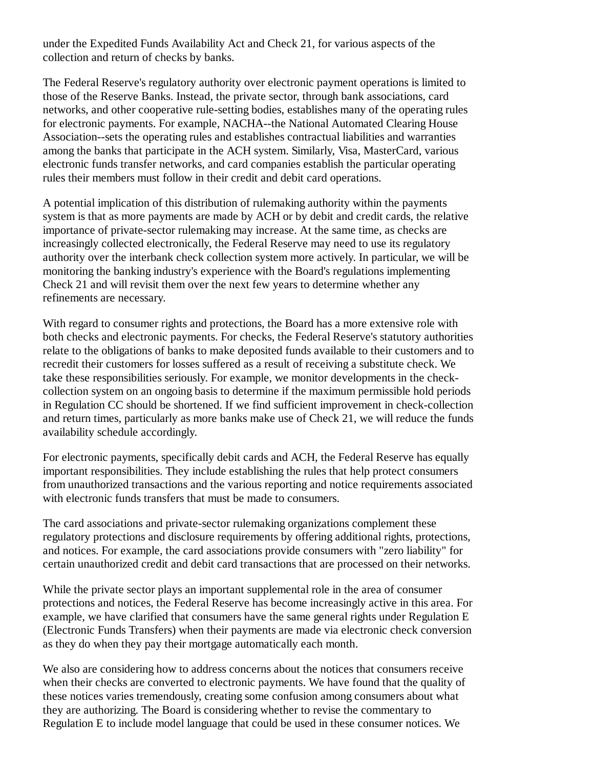under the Expedited Funds Availability Act and Check 21, for various aspects of the collection and return of checks by banks.

The Federal Reserve's regulatory authority over electronic payment operations is limited to those of the Reserve Banks. Instead, the private sector, through bank associations, card networks, and other cooperative rule-setting bodies, establishes many of the operating rules for electronic payments. For example, NACHA--the National Automated Clearing House Association--sets the operating rules and establishes contractual liabilities and warranties among the banks that participate in the ACH system. Similarly, Visa, MasterCard, various electronic funds transfer networks, and card companies establish the particular operating rules their members must follow in their credit and debit card operations.

A potential implication of this distribution of rulemaking authority within the payments system is that as more payments are made by ACH or by debit and credit cards, the relative importance of private-sector rulemaking may increase. At the same time, as checks are increasingly collected electronically, the Federal Reserve may need to use its regulatory authority over the interbank check collection system more actively. In particular, we will be monitoring the banking industry's experience with the Board's regulations implementing Check 21 and will revisit them over the next few years to determine whether any refinements are necessary.

With regard to consumer rights and protections, the Board has a more extensive role with both checks and electronic payments. For checks, the Federal Reserve's statutory authorities relate to the obligations of banks to make deposited funds available to their customers and to recredit their customers for losses suffered as a result of receiving a substitute check. We take these responsibilities seriously. For example, we monitor developments in the check-collection system on an ongoing basis to determine if the maximum permissible hold periods in Regulation CC should be shortened. If we find sufficient improvement in check-collection and return times, particularly as more banks make use of Check 21, we will reduce the funds availability schedule accordingly.

For electronic payments, specifically debit cards and ACH, the Federal Reserve has equally important responsibilities. They include establishing the rules that help protect consumers from unauthorized transactions and the various reporting and notice requirements associated with electronic funds transfers that must be made to consumers.

The card associations and private-sector rulemaking organizations complement these regulatory protections and disclosure requirements by offering additional rights, protections, and notices. For example, the card associations provide consumers with "zero liability" for certain unauthorized credit and debit card transactions that are processed on their networks.

While the private sector plays an important supplemental role in the area of consumer protections and notices, the Federal Reserve has become increasingly active in this area. For example, we have clarified that consumers have the same general rights under Regulation E (Electronic Funds Transfers) when their payments are made via electronic check conversion as they do when they pay their mortgage automatically each month.

We also are considering how to address concerns about the notices that consumers receive when their checks are converted to electronic payments. We have found that the quality of these notices varies tremendously, creating some confusion among consumers about what they are authorizing. The Board is considering whether to revise the commentary to Regulation E to include model language that could be used in these consumer notices. We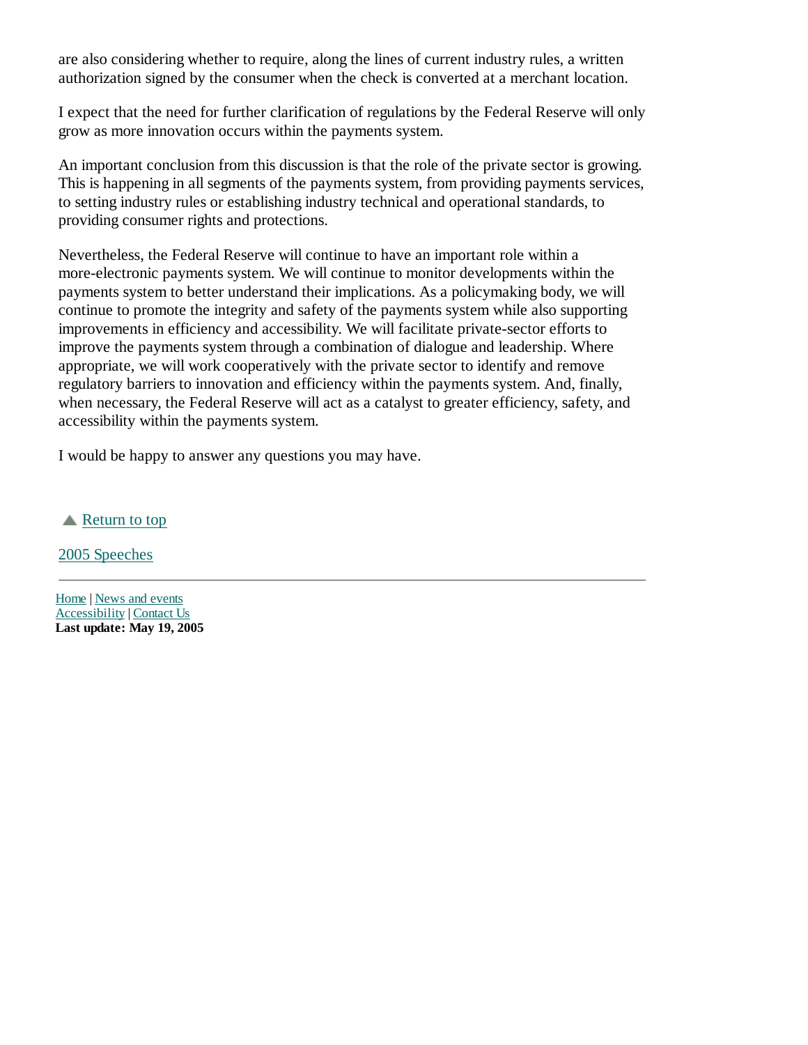are also considering whether to require, along the lines of current industry rules, a written authorization signed by the consumer when the check is converted at a merchant location.

I expect that the need for further clarification of regulations by the Federal Reserve will only grow as more innovation occurs within the payments system.

An important conclusion from this discussion is that the role of the private sector is growing. This is happening in all segments of the payments system, from providing payments services, to setting industry rules or establishing industry technical and operational standards, to providing consumer rights and protections.

Nevertheless, the Federal Reserve will continue to have an important role within a more-electronic payments system. We will continue to monitor developments within the payments system to better understand their implications. As a policymaking body, we will continue to promote the integrity and safety of the payments system while also supporting improvements in efficiency and accessibility. We will facilitate private-sector efforts to improve the payments system through a combination of dialogue and leadership. Where appropriate, we will work cooperatively with the private sector to identify and remove regulatory barriers to innovation and efficiency within the payments system. And, finally, when necessary, the Federal Reserve will act as a catalyst to greater efficiency, safety, and accessibility within the payments system.

I would be happy to answer any questions you may have.

Return to top

2005 Speeches

---

Home | News and events
Accessibility | Contact Us
**Last update: May 19, 2005**